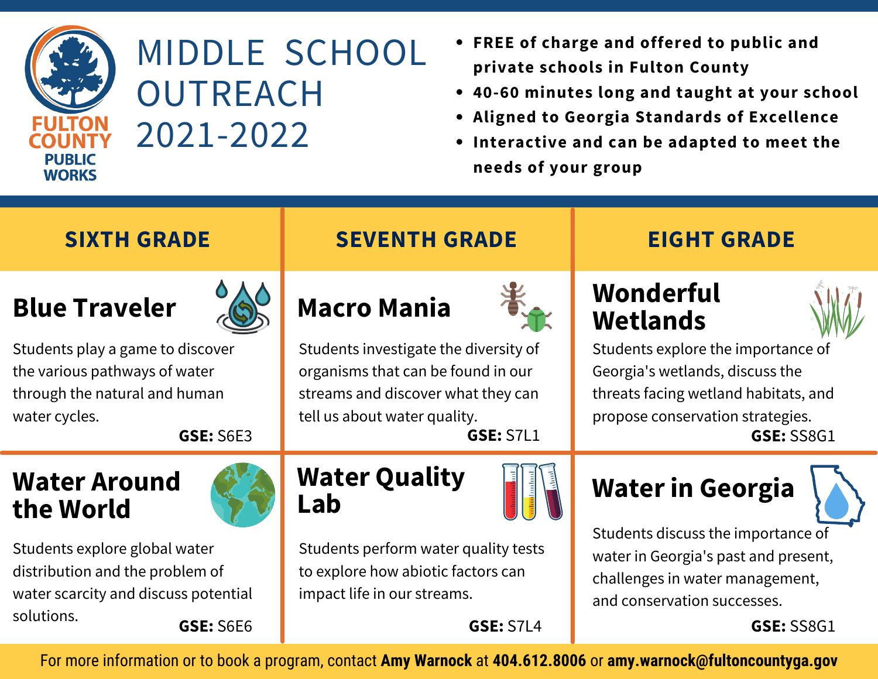FULTON COUNTY PUBLIC WORKS

# MIDDLE SCHOOL OUTREACH 2021-2022

- **FREE of charge and offered to public and private schools in Fulton County**
- **40-60 minutes long and taught at your school**
- **Aligned to Georgia Standards of Excellence**
- **Interactive and can be adapted to meet the needs of your group**

## SIXTH GRADE

### Blue Traveler

Students play a game to discover the various pathways of water through the natural and human water cycles.

**GSE:** S6E3

### Water Around the World

Students explore global water distribution and the problem of water scarcity and discuss potential solutions.

**GSE:** S6E6

## SEVENTH GRADE

### Macro Mania

Students investigate the diversity of organisms that can be found in our streams and discover what they can tell us about water quality.

**GSE:** S7L1

### Water Quality Lab

Students perform water quality tests to explore how abiotic factors can impact life in our streams.

**GSE:** S7L4

## EIGHT GRADE

### Wonderful Wetlands

Students explore the importance of Georgia's wetlands, discuss the threats facing wetland habitats, and propose conservation strategies.

**GSE:** SS8G1

### Water in Georgia

Students discuss the importance of water in Georgia's past and present, challenges in water management, and conservation successes.

**GSE:** SS8G1

For more information or to book a program, contact **Amy Warnock** at **404.612.8006** or **amy.warnock@fultoncountyga.gov**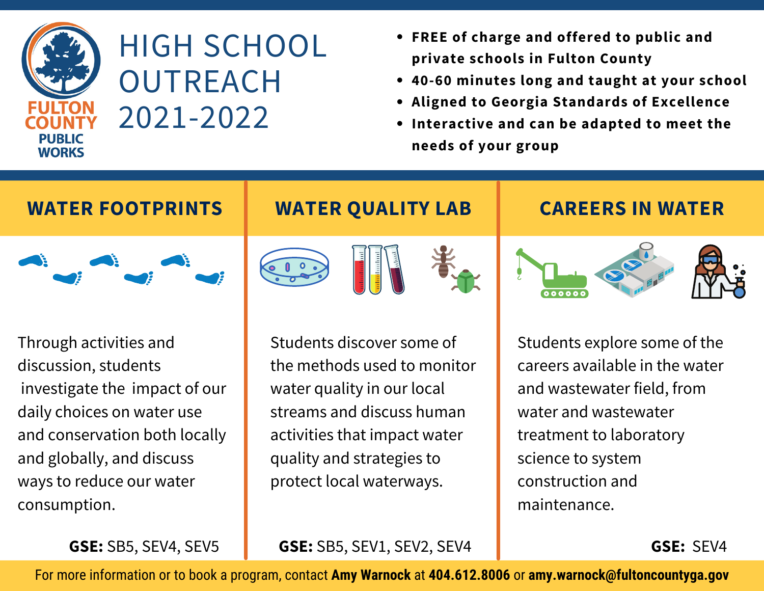FULTON COUNTY PUBLIC WORKS

# HIGH SCHOOL OUTREACH 2021-2022

- **FREE of charge and offered to public and private schools in Fulton County**
- **40-60 minutes long and taught at your school**
- **Aligned to Georgia Standards of Excellence**
- **Interactive and can be adapted to meet the needs of your group**

## WATER FOOTPRINTS

Through activities and discussion, students investigate the impact of our daily choices on water use and conservation both locally and globally, and discuss ways to reduce our water consumption.

**GSE:** SB5, SEV4, SEV5

## WATER QUALITY LAB

Students discover some of the methods used to monitor water quality in our local streams and discuss human activities that impact water quality and strategies to protect local waterways.

**GSE:** SB5, SEV1, SEV2, SEV4

## CAREERS IN WATER

Students explore some of the careers available in the water and wastewater field, from water and wastewater treatment to laboratory science to system construction and maintenance.

**GSE:** SEV4

For more information or to book a program, contact **Amy Warnock** at **404.612.8006** or **amy.warnock@fultoncountyga.gov**